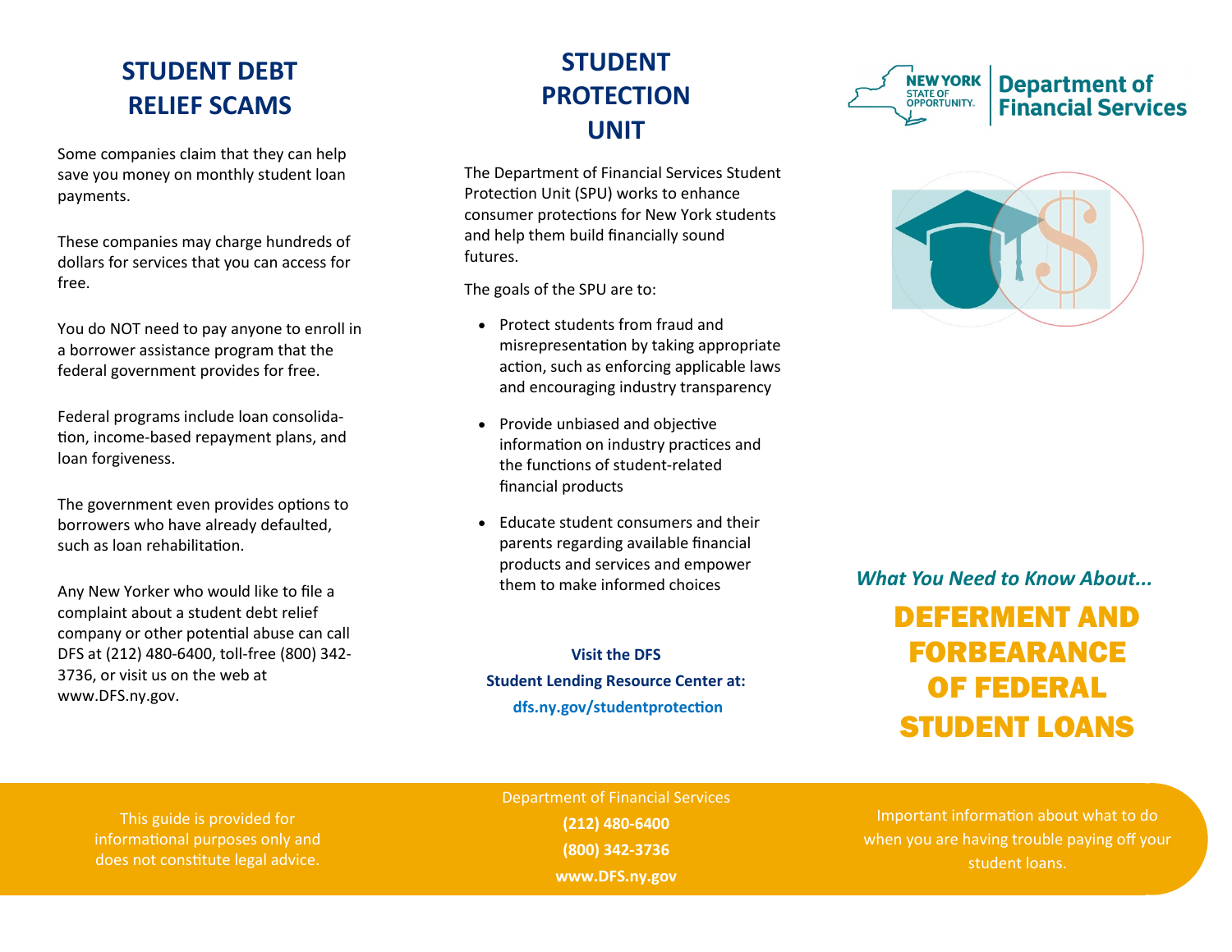## STUDENT DEBT RELIEF SCAMS

Some companies claim that they can help save you money on monthly student loan payments.

These companies may charge hundreds of dollars for services that you can access for free.

You do NOT need to pay anyone to enroll in a borrower assistance program that the federal government provides for free.

Federal programs include loan consolidation, income-based repayment plans, and loan forgiveness.

The government even provides options to borrowers who have already defaulted, such as loan rehabilitation.

Any New Yorker who would like to file a complaint about a student debt relief company or other potential abuse can call DFS at (212) 480-6400, toll-free (800) 342-3736, or visit us on the web at www.DFS.ny.gov.

This guide is provided for informational purposes only and does not constitute legal advice.

## STUDENT PROTECTION UNIT

The Department of Financial Services Student Protection Unit (SPU) works to enhance consumer protections for New York students and help them build financially sound futures.

The goals of the SPU are to:

- Protect students from fraud and misrepresentation by taking appropriate action, such as enforcing applicable laws and encouraging industry transparency
- Provide unbiased and objective information on industry practices and the functions of student-related financial products
- Educate student consumers and their parents regarding available financial products and services and empower them to make informed choices

**Visit the DFS**
**Student Lending Resource Center at:**
**dfs.ny.gov/studentprotection**

Department of Financial Services
**(212) 480-6400**
**(800) 342-3736**
**www.DFS.ny.gov**

NEW YORK STATE OF OPPORTUNITY. | Department of Financial Services

*What You Need to Know About...*

# DEFERMENT AND FORBEARANCE OF FEDERAL STUDENT LOANS

Important information about what to do when you are having trouble paying off your student loans.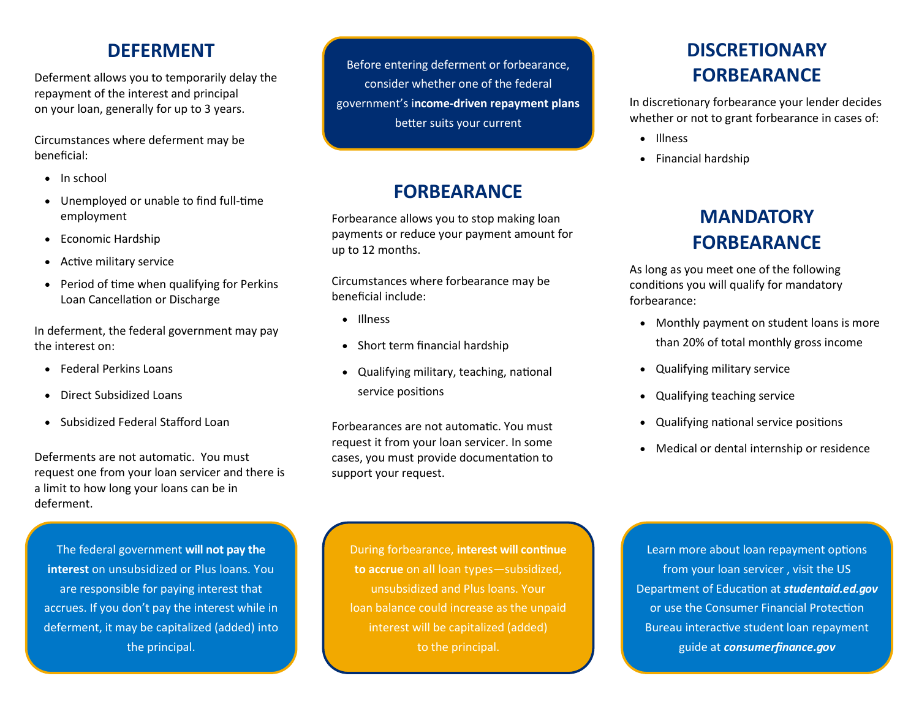## DEFERMENT

Deferment allows you to temporarily delay the repayment of the interest and principal on your loan, generally for up to 3 years.

Circumstances where deferment may be beneficial:

- In school
- Unemployed or unable to find full-time employment
- Economic Hardship
- Active military service
- Period of time when qualifying for Perkins Loan Cancellation or Discharge

In deferment, the federal government may pay the interest on:

- Federal Perkins Loans
- Direct Subsidized Loans
- Subsidized Federal Stafford Loan

Deferments are not automatic. You must request one from your loan servicer and there is a limit to how long your loans can be in deferment.

The federal government **will not pay the interest** on unsubsidized or Plus loans. You are responsible for paying interest that accrues. If you don't pay the interest while in deferment, it may be capitalized (added) into the principal.

Before entering deferment or forbearance, consider whether one of the federal government's i**ncome-driven repayment plans** better suits your current

## FORBEARANCE

Forbearance allows you to stop making loan payments or reduce your payment amount for up to 12 months.

Circumstances where forbearance may be beneficial include:

- Illness
- Short term financial hardship
- Qualifying military, teaching, national service positions

Forbearances are not automatic. You must request it from your loan servicer. In some cases, you must provide documentation to support your request.

During forbearance, **interest will continue to accrue** on all loan types—subsidized, unsubsidized and Plus loans. Your loan balance could increase as the unpaid interest will be capitalized (added) to the principal.

## DISCRETIONARY FORBEARANCE

In discretionary forbearance your lender decides whether or not to grant forbearance in cases of:

- Illness
- Financial hardship

## MANDATORY FORBEARANCE

As long as you meet one of the following conditions you will qualify for mandatory forbearance:

- Monthly payment on student loans is more than 20% of total monthly gross income
- Qualifying military service
- Qualifying teaching service
- Qualifying national service positions
- Medical or dental internship or residence

Learn more about loan repayment options from your loan servicer , visit the US Department of Education at ***studentaid.ed.gov*** or use the Consumer Financial Protection Bureau interactive student loan repayment guide at ***consumerfinance.gov***